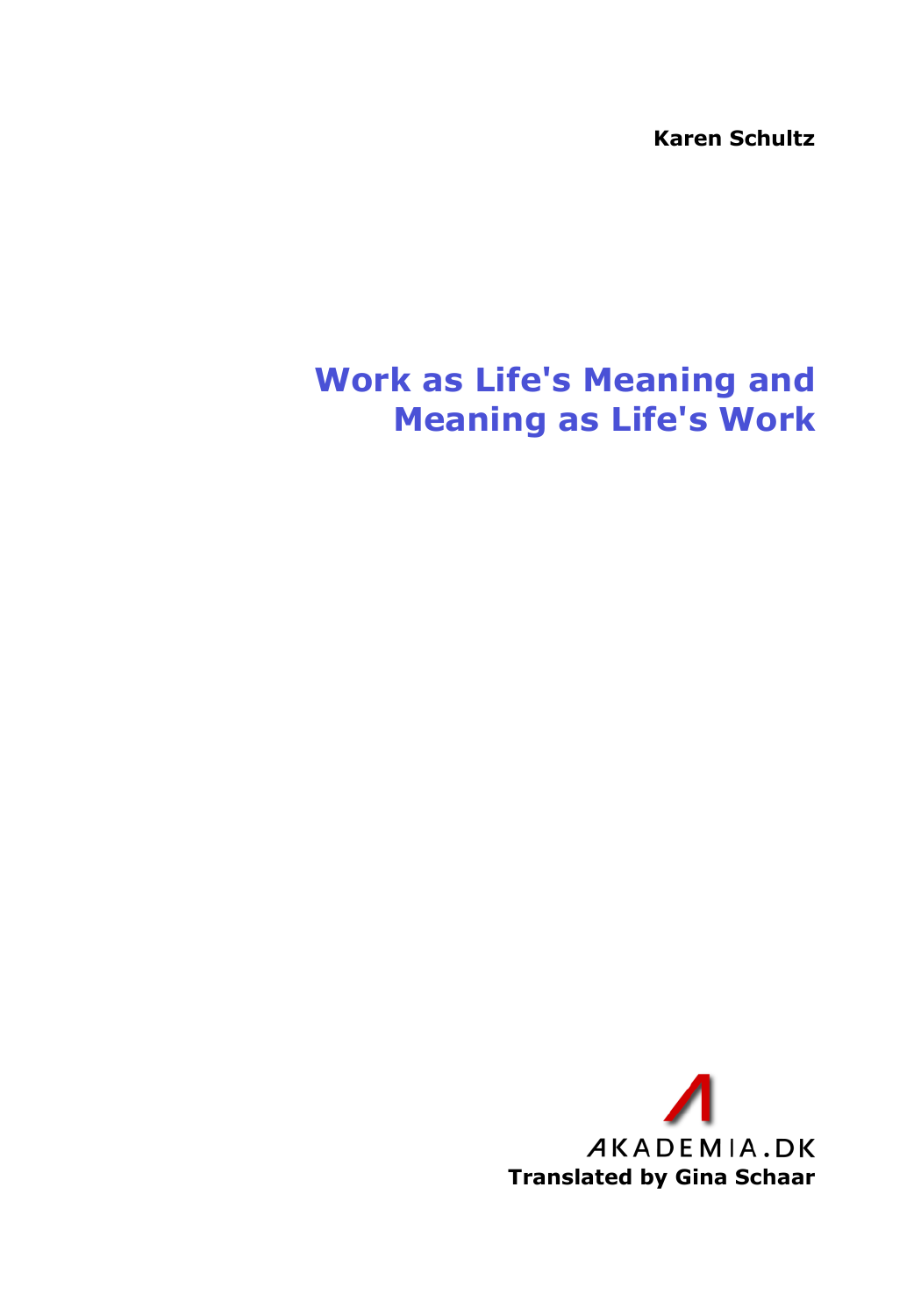**Karen Schultz**

# Work as Life's Meaning and Meaning as Life's Work

AKADEMIA.DK

**Translated by Gina Schaar**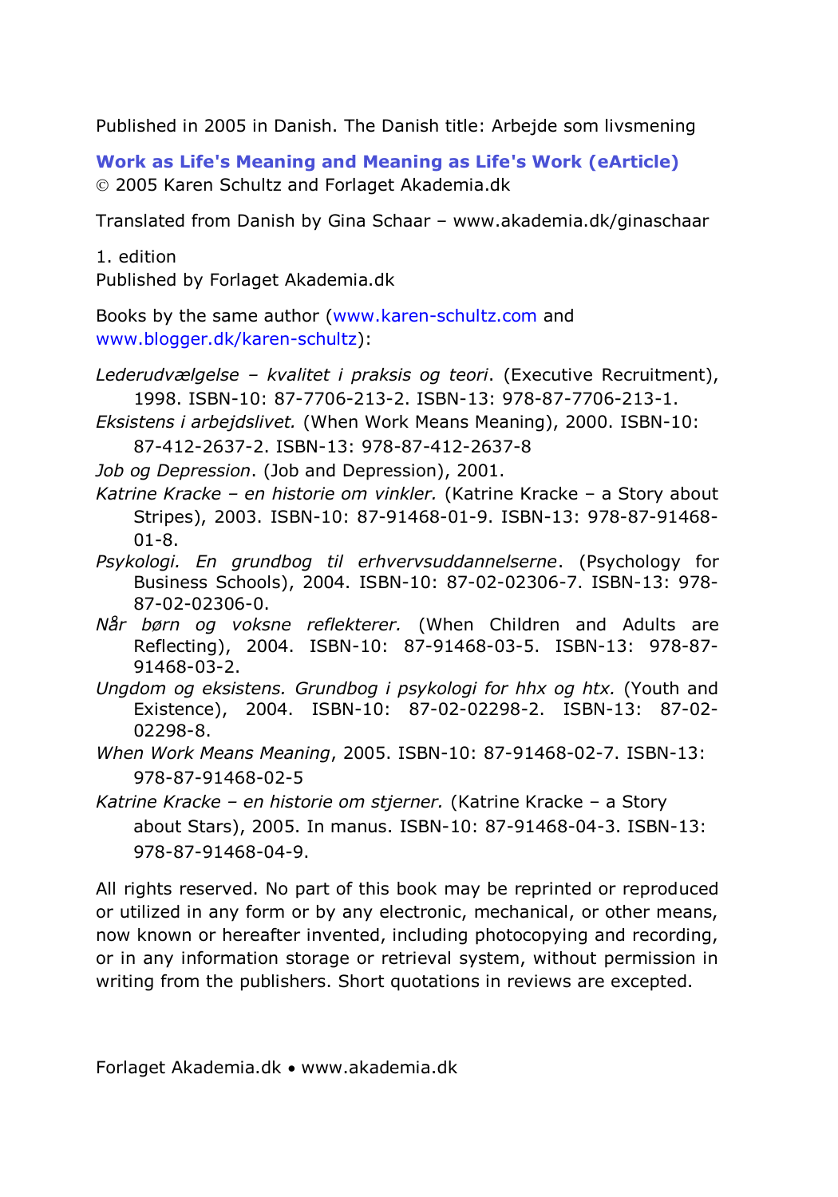Published in 2005 in Danish. The Danish title: Arbejde som livsmening

**Work as Life's Meaning and Meaning as Life's Work (eArticle)**
© 2005 Karen Schultz and Forlaget Akademia.dk

Translated from Danish by Gina Schaar – www.akademia.dk/ginaschaar

1. edition
Published by Forlaget Akademia.dk

Books by the same author (www.karen-schultz.com and www.blogger.dk/karen-schultz):

*Lederudvælgelse – kvalitet i praksis og teori*. (Executive Recruitment), 1998. ISBN-10: 87-7706-213-2. ISBN-13: 978-87-7706-213-1.

*Eksistens i arbejdslivet.* (When Work Means Meaning), 2000. ISBN-10: 87-412-2637-2. ISBN-13: 978-87-412-2637-8

*Job og Depression*. (Job and Depression), 2001.

*Katrine Kracke – en historie om vinkler.* (Katrine Kracke – a Story about Stripes), 2003. ISBN-10: 87-91468-01-9. ISBN-13: 978-87-91468-01-8.

*Psykologi. En grundbog til erhvervsuddannelserne*. (Psychology for Business Schools), 2004. ISBN-10: 87-02-02306-7. ISBN-13: 978-87-02-02306-0.

*Når børn og voksne reflekterer.* (When Children and Adults are Reflecting), 2004. ISBN-10: 87-91468-03-5. ISBN-13: 978-87-91468-03-2.

*Ungdom og eksistens. Grundbog i psykologi for hhx og htx.* (Youth and Existence), 2004. ISBN-10: 87-02-02298-2. ISBN-13: 87-02-02298-8.

*When Work Means Meaning*, 2005. ISBN-10: 87-91468-02-7. ISBN-13: 978-87-91468-02-5

*Katrine Kracke – en historie om stjerner.* (Katrine Kracke – a Story about Stars), 2005. In manus. ISBN-10: 87-91468-04-3. ISBN-13: 978-87-91468-04-9.

All rights reserved. No part of this book may be reprinted or reproduced or utilized in any form or by any electronic, mechanical, or other means, now known or hereafter invented, including photocopying and recording, or in any information storage or retrieval system, without permission in writing from the publishers. Short quotations in reviews are excepted.

Forlaget Akademia.dk • www.akademia.dk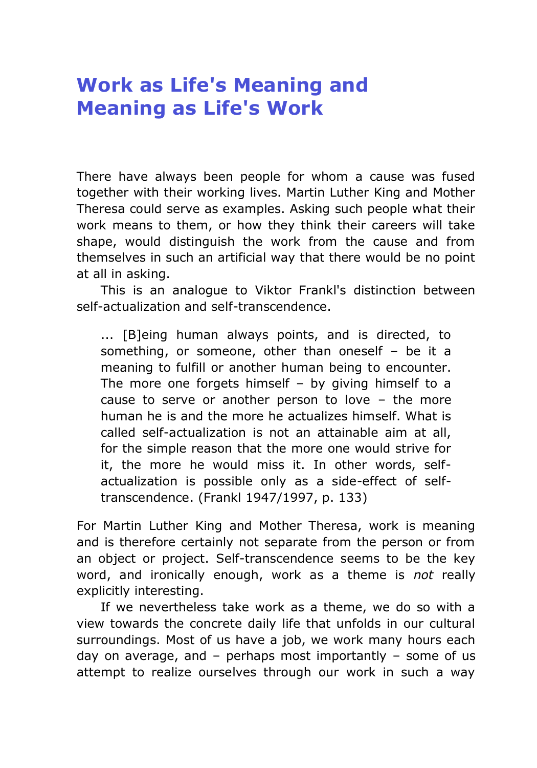# Work as Life's Meaning and Meaning as Life's Work

There have always been people for whom a cause was fused together with their working lives. Martin Luther King and Mother Theresa could serve as examples. Asking such people what their work means to them, or how they think their careers will take shape, would distinguish the work from the cause and from themselves in such an artificial way that there would be no point at all in asking.

This is an analogue to Viktor Frankl's distinction between self-actualization and self-transcendence.

> ... [B]eing human always points, and is directed, to something, or someone, other than oneself – be it a meaning to fulfill or another human being to encounter. The more one forgets himself – by giving himself to a cause to serve or another person to love – the more human he is and the more he actualizes himself. What is called self-actualization is not an attainable aim at all, for the simple reason that the more one would strive for it, the more he would miss it. In other words, self-actualization is possible only as a side-effect of self-transcendence. (Frankl 1947/1997, p. 133)

For Martin Luther King and Mother Theresa, work is meaning and is therefore certainly not separate from the person or from an object or project. Self-transcendence seems to be the key word, and ironically enough, work as a theme is *not* really explicitly interesting.

If we nevertheless take work as a theme, we do so with a view towards the concrete daily life that unfolds in our cultural surroundings. Most of us have a job, we work many hours each day on average, and – perhaps most importantly – some of us attempt to realize ourselves through our work in such a way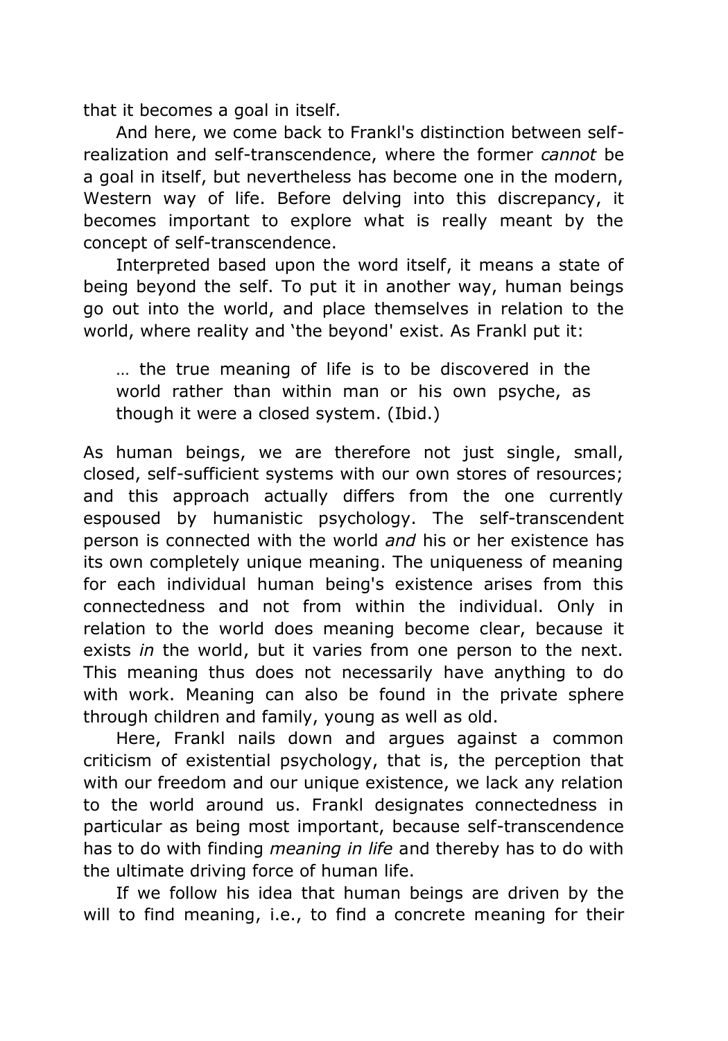that it becomes a goal in itself.

And here, we come back to Frankl's distinction between self-realization and self-transcendence, where the former *cannot* be a goal in itself, but nevertheless has become one in the modern, Western way of life. Before delving into this discrepancy, it becomes important to explore what is really meant by the concept of self-transcendence.

Interpreted based upon the word itself, it means a state of being beyond the self. To put it in another way, human beings go out into the world, and place themselves in relation to the world, where reality and 'the beyond' exist. As Frankl put it:

> … the true meaning of life is to be discovered in the world rather than within man or his own psyche, as though it were a closed system. (Ibid.)

As human beings, we are therefore not just single, small, closed, self-sufficient systems with our own stores of resources; and this approach actually differs from the one currently espoused by humanistic psychology. The self-transcendent person is connected with the world *and* his or her existence has its own completely unique meaning. The uniqueness of meaning for each individual human being's existence arises from this connectedness and not from within the individual. Only in relation to the world does meaning become clear, because it exists *in* the world, but it varies from one person to the next. This meaning thus does not necessarily have anything to do with work. Meaning can also be found in the private sphere through children and family, young as well as old.

Here, Frankl nails down and argues against a common criticism of existential psychology, that is, the perception that with our freedom and our unique existence, we lack any relation to the world around us. Frankl designates connectedness in particular as being most important, because self-transcendence has to do with finding *meaning in life* and thereby has to do with the ultimate driving force of human life.

If we follow his idea that human beings are driven by the will to find meaning, i.e., to find a concrete meaning for their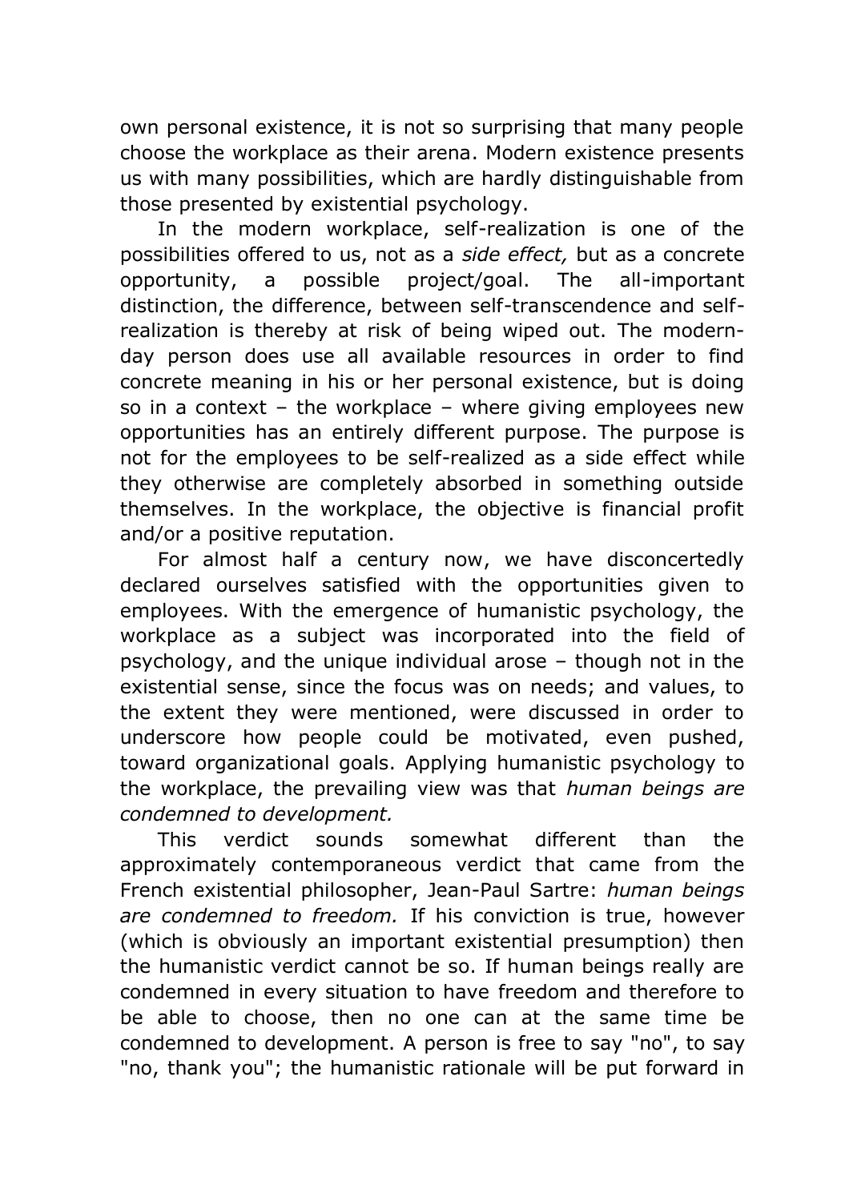own personal existence, it is not so surprising that many people choose the workplace as their arena. Modern existence presents us with many possibilities, which are hardly distinguishable from those presented by existential psychology.

In the modern workplace, self-realization is one of the possibilities offered to us, not as a *side effect,* but as a concrete opportunity, a possible project/goal. The all-important distinction, the difference, between self-transcendence and self-realization is thereby at risk of being wiped out. The modern-day person does use all available resources in order to find concrete meaning in his or her personal existence, but is doing so in a context – the workplace – where giving employees new opportunities has an entirely different purpose. The purpose is not for the employees to be self-realized as a side effect while they otherwise are completely absorbed in something outside themselves. In the workplace, the objective is financial profit and/or a positive reputation.

For almost half a century now, we have disconcertedly declared ourselves satisfied with the opportunities given to employees. With the emergence of humanistic psychology, the workplace as a subject was incorporated into the field of psychology, and the unique individual arose – though not in the existential sense, since the focus was on needs; and values, to the extent they were mentioned, were discussed in order to underscore how people could be motivated, even pushed, toward organizational goals. Applying humanistic psychology to the workplace, the prevailing view was that *human beings are condemned to development.*

This verdict sounds somewhat different than the approximately contemporaneous verdict that came from the French existential philosopher, Jean-Paul Sartre: *human beings are condemned to freedom.* If his conviction is true, however (which is obviously an important existential presumption) then the humanistic verdict cannot be so. If human beings really are condemned in every situation to have freedom and therefore to be able to choose, then no one can at the same time be condemned to development. A person is free to say "no", to say "no, thank you"; the humanistic rationale will be put forward in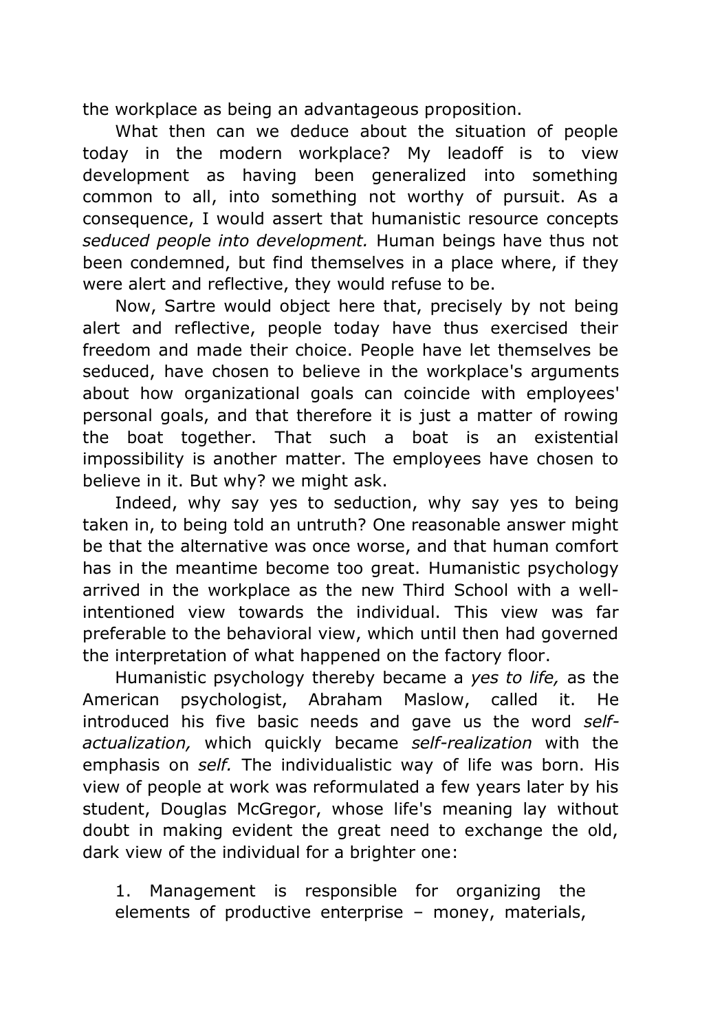the workplace as being an advantageous proposition.

What then can we deduce about the situation of people today in the modern workplace? My leadoff is to view development as having been generalized into something common to all, into something not worthy of pursuit. As a consequence, I would assert that humanistic resource concepts *seduced people into development.* Human beings have thus not been condemned, but find themselves in a place where, if they were alert and reflective, they would refuse to be.

Now, Sartre would object here that, precisely by not being alert and reflective, people today have thus exercised their freedom and made their choice. People have let themselves be seduced, have chosen to believe in the workplace's arguments about how organizational goals can coincide with employees' personal goals, and that therefore it is just a matter of rowing the boat together. That such a boat is an existential impossibility is another matter. The employees have chosen to believe in it. But why? we might ask.

Indeed, why say yes to seduction, why say yes to being taken in, to being told an untruth? One reasonable answer might be that the alternative was once worse, and that human comfort has in the meantime become too great. Humanistic psychology arrived in the workplace as the new Third School with a well-intentioned view towards the individual. This view was far preferable to the behavioral view, which until then had governed the interpretation of what happened on the factory floor.

Humanistic psychology thereby became a *yes to life,* as the American psychologist, Abraham Maslow, called it. He introduced his five basic needs and gave us the word *self-actualization,* which quickly became *self-realization* with the emphasis on *self.* The individualistic way of life was born. His view of people at work was reformulated a few years later by his student, Douglas McGregor, whose life's meaning lay without doubt in making evident the great need to exchange the old, dark view of the individual for a brighter one:

1. Management is responsible for organizing the elements of productive enterprise – money, materials,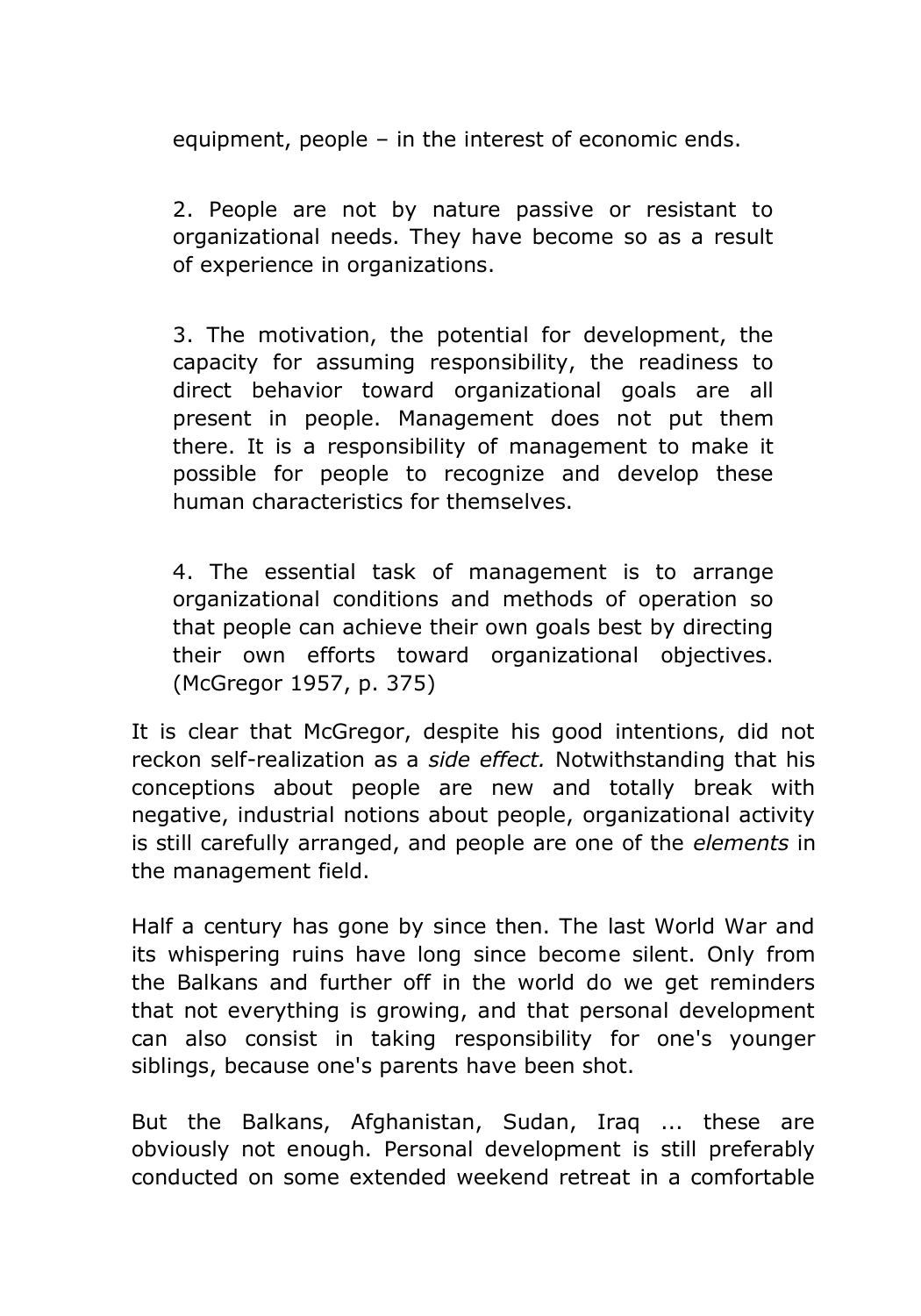equipment, people – in the interest of economic ends.

> 2. People are not by nature passive or resistant to organizational needs. They have become so as a result of experience in organizations.
>
> 3. The motivation, the potential for development, the capacity for assuming responsibility, the readiness to direct behavior toward organizational goals are all present in people. Management does not put them there. It is a responsibility of management to make it possible for people to recognize and develop these human characteristics for themselves.
>
> 4. The essential task of management is to arrange organizational conditions and methods of operation so that people can achieve their own goals best by directing their own efforts toward organizational objectives. (McGregor 1957, p. 375)

It is clear that McGregor, despite his good intentions, did not reckon self-realization as a *side effect.* Notwithstanding that his conceptions about people are new and totally break with negative, industrial notions about people, organizational activity is still carefully arranged, and people are one of the *elements* in the management field.

Half a century has gone by since then. The last World War and its whispering ruins have long since become silent. Only from the Balkans and further off in the world do we get reminders that not everything is growing, and that personal development can also consist in taking responsibility for one's younger siblings, because one's parents have been shot.

But the Balkans, Afghanistan, Sudan, Iraq ... these are obviously not enough. Personal development is still preferably conducted on some extended weekend retreat in a comfortable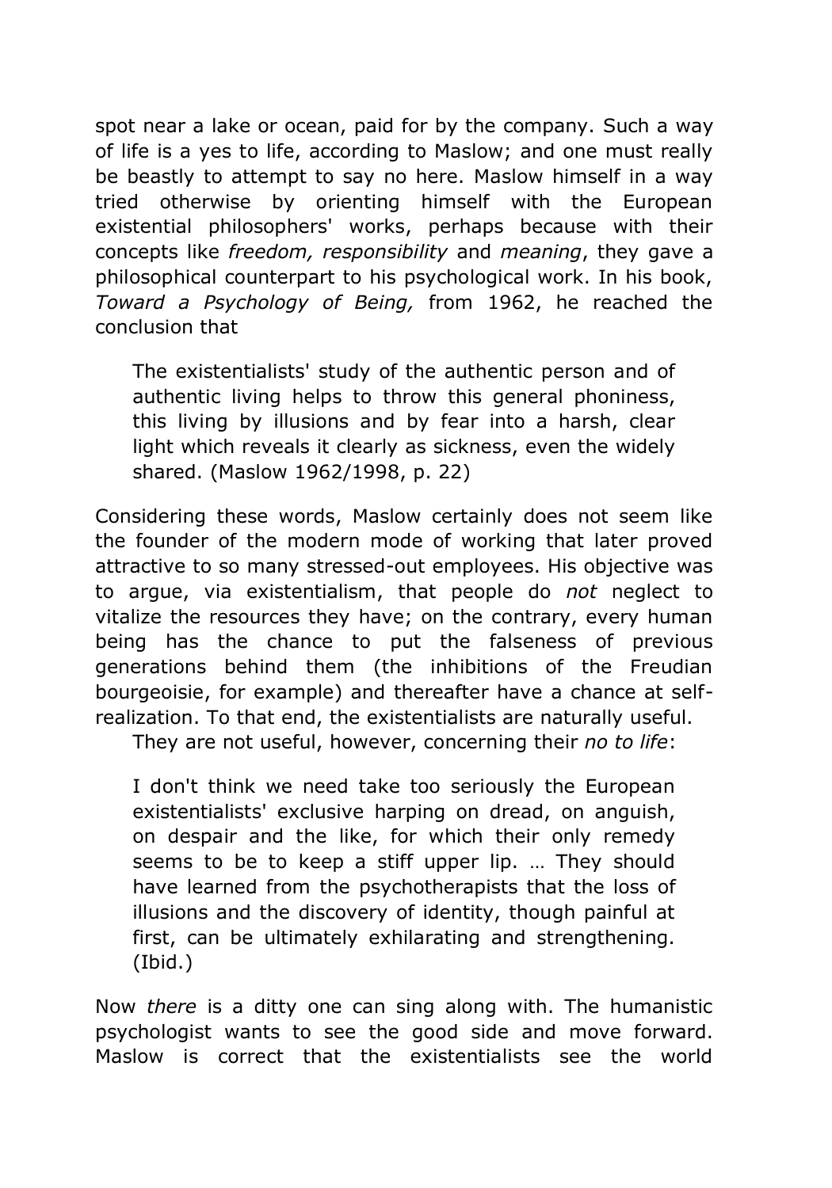spot near a lake or ocean, paid for by the company. Such a way of life is a yes to life, according to Maslow; and one must really be beastly to attempt to say no here. Maslow himself in a way tried otherwise by orienting himself with the European existential philosophers' works, perhaps because with their concepts like *freedom, responsibility* and *meaning*, they gave a philosophical counterpart to his psychological work. In his book, *Toward a Psychology of Being,* from 1962, he reached the conclusion that

> The existentialists' study of the authentic person and of authentic living helps to throw this general phoniness, this living by illusions and by fear into a harsh, clear light which reveals it clearly as sickness, even the widely shared. (Maslow 1962/1998, p. 22)

Considering these words, Maslow certainly does not seem like the founder of the modern mode of working that later proved attractive to so many stressed-out employees. His objective was to argue, via existentialism, that people do *not* neglect to vitalize the resources they have; on the contrary, every human being has the chance to put the falseness of previous generations behind them (the inhibitions of the Freudian bourgeoisie, for example) and thereafter have a chance at self-realization. To that end, the existentialists are naturally useful.

They are not useful, however, concerning their *no to life*:

> I don't think we need take too seriously the European existentialists' exclusive harping on dread, on anguish, on despair and the like, for which their only remedy seems to be to keep a stiff upper lip. … They should have learned from the psychotherapists that the loss of illusions and the discovery of identity, though painful at first, can be ultimately exhilarating and strengthening. (Ibid.)

Now *there* is a ditty one can sing along with. The humanistic psychologist wants to see the good side and move forward. Maslow is correct that the existentialists see the world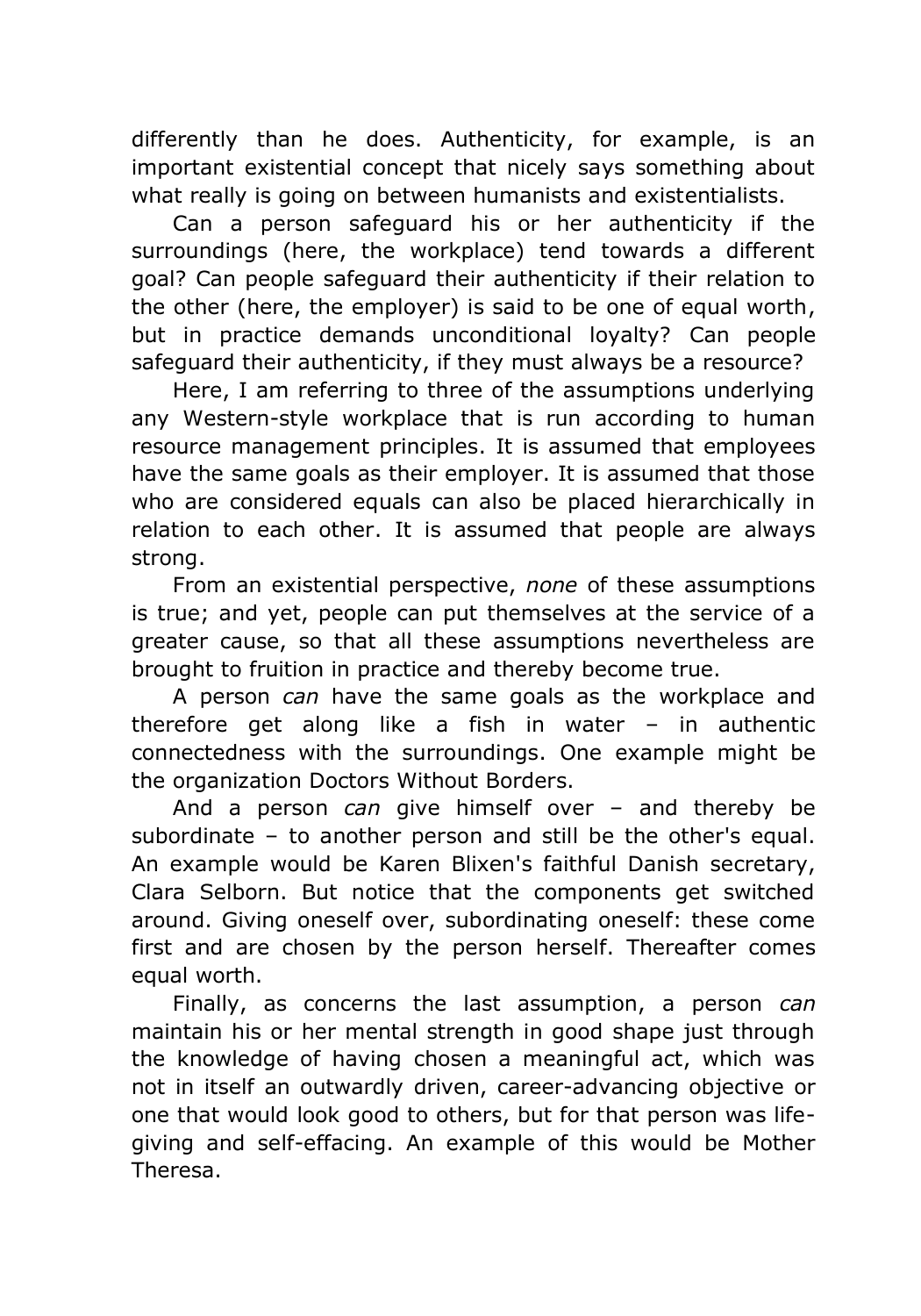differently than he does. Authenticity, for example, is an important existential concept that nicely says something about what really is going on between humanists and existentialists.

Can a person safeguard his or her authenticity if the surroundings (here, the workplace) tend towards a different goal? Can people safeguard their authenticity if their relation to the other (here, the employer) is said to be one of equal worth, but in practice demands unconditional loyalty? Can people safeguard their authenticity, if they must always be a resource?

Here, I am referring to three of the assumptions underlying any Western-style workplace that is run according to human resource management principles. It is assumed that employees have the same goals as their employer. It is assumed that those who are considered equals can also be placed hierarchically in relation to each other. It is assumed that people are always strong.

From an existential perspective, *none* of these assumptions is true; and yet, people can put themselves at the service of a greater cause, so that all these assumptions nevertheless are brought to fruition in practice and thereby become true.

A person *can* have the same goals as the workplace and therefore get along like a fish in water – in authentic connectedness with the surroundings. One example might be the organization Doctors Without Borders.

And a person *can* give himself over – and thereby be subordinate – to another person and still be the other's equal. An example would be Karen Blixen's faithful Danish secretary, Clara Selborn. But notice that the components get switched around. Giving oneself over, subordinating oneself: these come first and are chosen by the person herself. Thereafter comes equal worth.

Finally, as concerns the last assumption, a person *can* maintain his or her mental strength in good shape just through the knowledge of having chosen a meaningful act, which was not in itself an outwardly driven, career-advancing objective or one that would look good to others, but for that person was life-giving and self-effacing. An example of this would be Mother Theresa.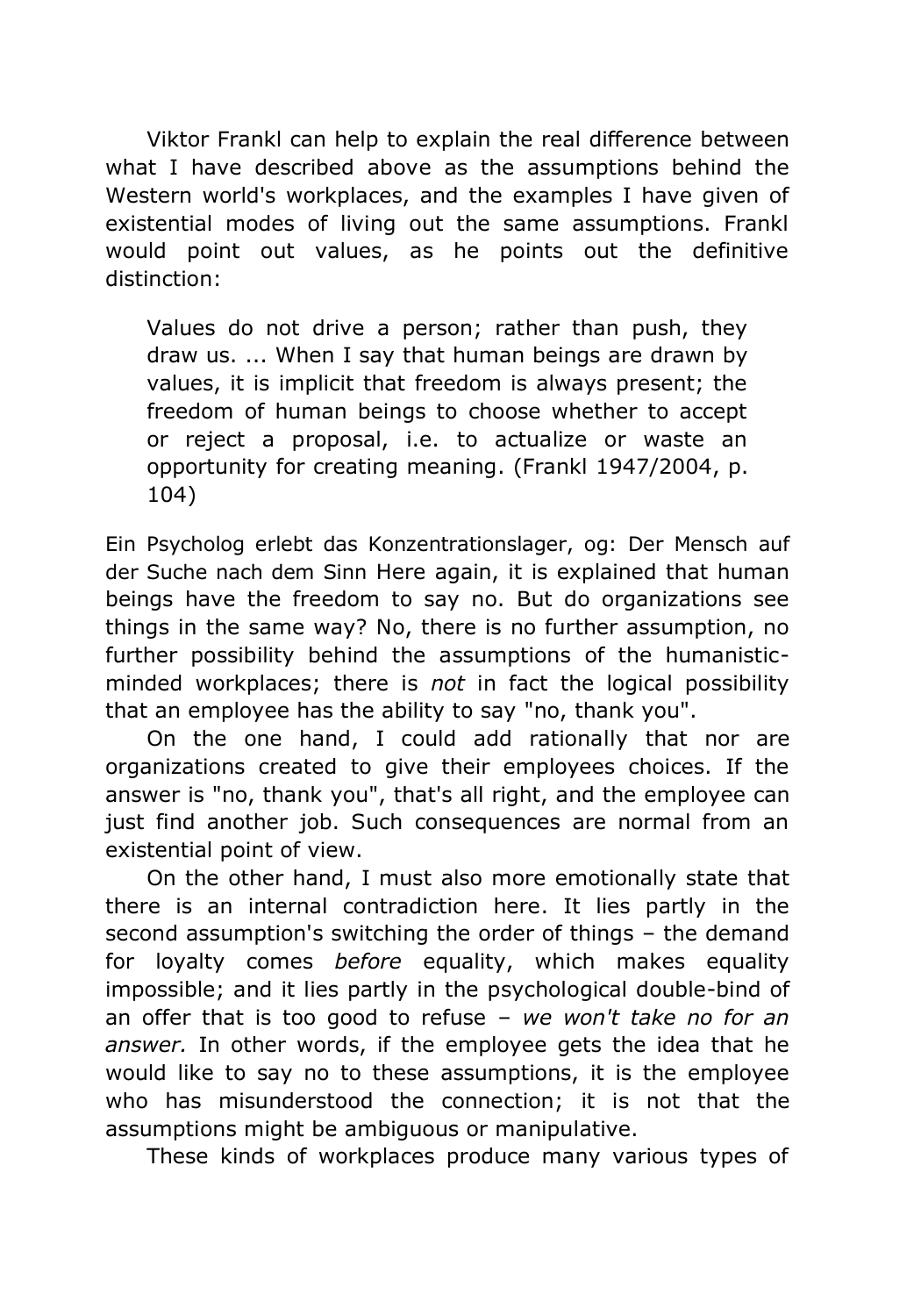Viktor Frankl can help to explain the real difference between what I have described above as the assumptions behind the Western world's workplaces, and the examples I have given of existential modes of living out the same assumptions. Frankl would point out values, as he points out the definitive distinction:

> Values do not drive a person; rather than push, they draw us. ... When I say that human beings are drawn by values, it is implicit that freedom is always present; the freedom of human beings to choose whether to accept or reject a proposal, i.e. to actualize or waste an opportunity for creating meaning. (Frankl 1947/2004, p. 104)

Ein Psycholog erlebt das Konzentrationslager, og: Der Mensch auf der Suche nach dem Sinn Here again, it is explained that human beings have the freedom to say no. But do organizations see things in the same way? No, there is no further assumption, no further possibility behind the assumptions of the humanistic-minded workplaces; there is *not* in fact the logical possibility that an employee has the ability to say "no, thank you".

On the one hand, I could add rationally that nor are organizations created to give their employees choices. If the answer is "no, thank you", that's all right, and the employee can just find another job. Such consequences are normal from an existential point of view.

On the other hand, I must also more emotionally state that there is an internal contradiction here. It lies partly in the second assumption's switching the order of things – the demand for loyalty comes *before* equality, which makes equality impossible; and it lies partly in the psychological double-bind of an offer that is too good to refuse – *we won't take no for an answer.* In other words, if the employee gets the idea that he would like to say no to these assumptions, it is the employee who has misunderstood the connection; it is not that the assumptions might be ambiguous or manipulative.

These kinds of workplaces produce many various types of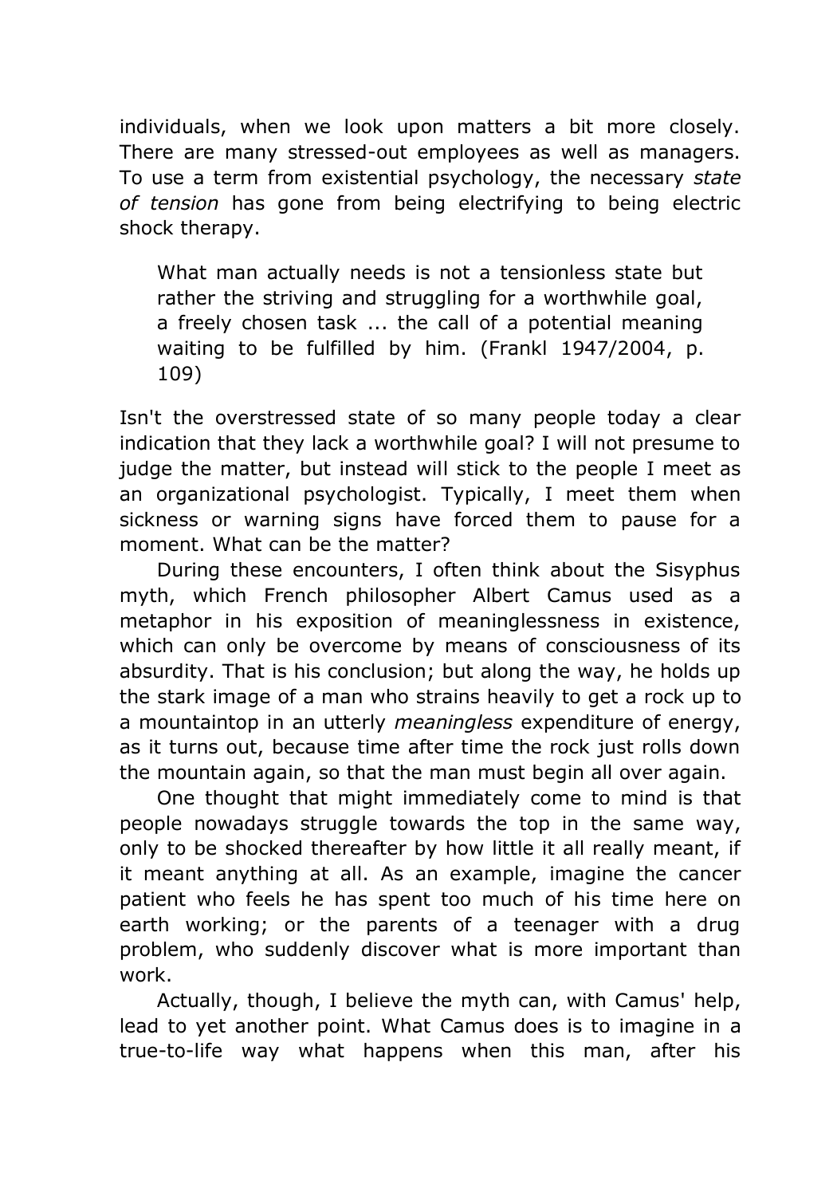individuals, when we look upon matters a bit more closely. There are many stressed-out employees as well as managers. To use a term from existential psychology, the necessary *state of tension* has gone from being electrifying to being electric shock therapy.

> What man actually needs is not a tensionless state but rather the striving and struggling for a worthwhile goal, a freely chosen task ... the call of a potential meaning waiting to be fulfilled by him. (Frankl 1947/2004, p. 109)

Isn't the overstressed state of so many people today a clear indication that they lack a worthwhile goal? I will not presume to judge the matter, but instead will stick to the people I meet as an organizational psychologist. Typically, I meet them when sickness or warning signs have forced them to pause for a moment. What can be the matter?

During these encounters, I often think about the Sisyphus myth, which French philosopher Albert Camus used as a metaphor in his exposition of meaninglessness in existence, which can only be overcome by means of consciousness of its absurdity. That is his conclusion; but along the way, he holds up the stark image of a man who strains heavily to get a rock up to a mountaintop in an utterly *meaningless* expenditure of energy, as it turns out, because time after time the rock just rolls down the mountain again, so that the man must begin all over again.

One thought that might immediately come to mind is that people nowadays struggle towards the top in the same way, only to be shocked thereafter by how little it all really meant, if it meant anything at all. As an example, imagine the cancer patient who feels he has spent too much of his time here on earth working; or the parents of a teenager with a drug problem, who suddenly discover what is more important than work.

Actually, though, I believe the myth can, with Camus' help, lead to yet another point. What Camus does is to imagine in a true-to-life way what happens when this man, after his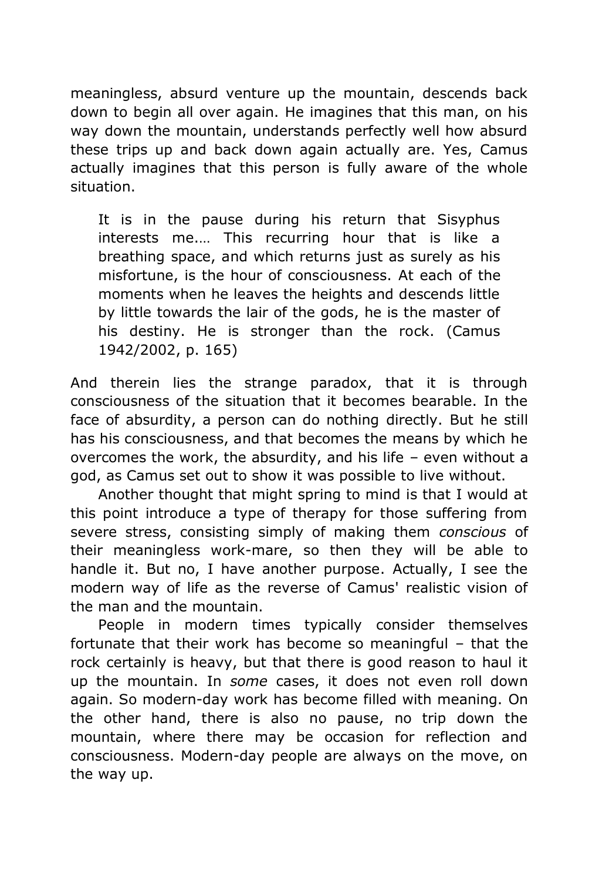meaningless, absurd venture up the mountain, descends back down to begin all over again. He imagines that this man, on his way down the mountain, understands perfectly well how absurd these trips up and back down again actually are. Yes, Camus actually imagines that this person is fully aware of the whole situation.

> It is in the pause during his return that Sisyphus interests me.… This recurring hour that is like a breathing space, and which returns just as surely as his misfortune, is the hour of consciousness. At each of the moments when he leaves the heights and descends little by little towards the lair of the gods, he is the master of his destiny. He is stronger than the rock. (Camus 1942/2002, p. 165)

And therein lies the strange paradox, that it is through consciousness of the situation that it becomes bearable. In the face of absurdity, a person can do nothing directly. But he still has his consciousness, and that becomes the means by which he overcomes the work, the absurdity, and his life – even without a god, as Camus set out to show it was possible to live without.

Another thought that might spring to mind is that I would at this point introduce a type of therapy for those suffering from severe stress, consisting simply of making them *conscious* of their meaningless work-mare, so then they will be able to handle it. But no, I have another purpose. Actually, I see the modern way of life as the reverse of Camus' realistic vision of the man and the mountain.

People in modern times typically consider themselves fortunate that their work has become so meaningful – that the rock certainly is heavy, but that there is good reason to haul it up the mountain. In *some* cases, it does not even roll down again. So modern-day work has become filled with meaning. On the other hand, there is also no pause, no trip down the mountain, where there may be occasion for reflection and consciousness. Modern-day people are always on the move, on the way up.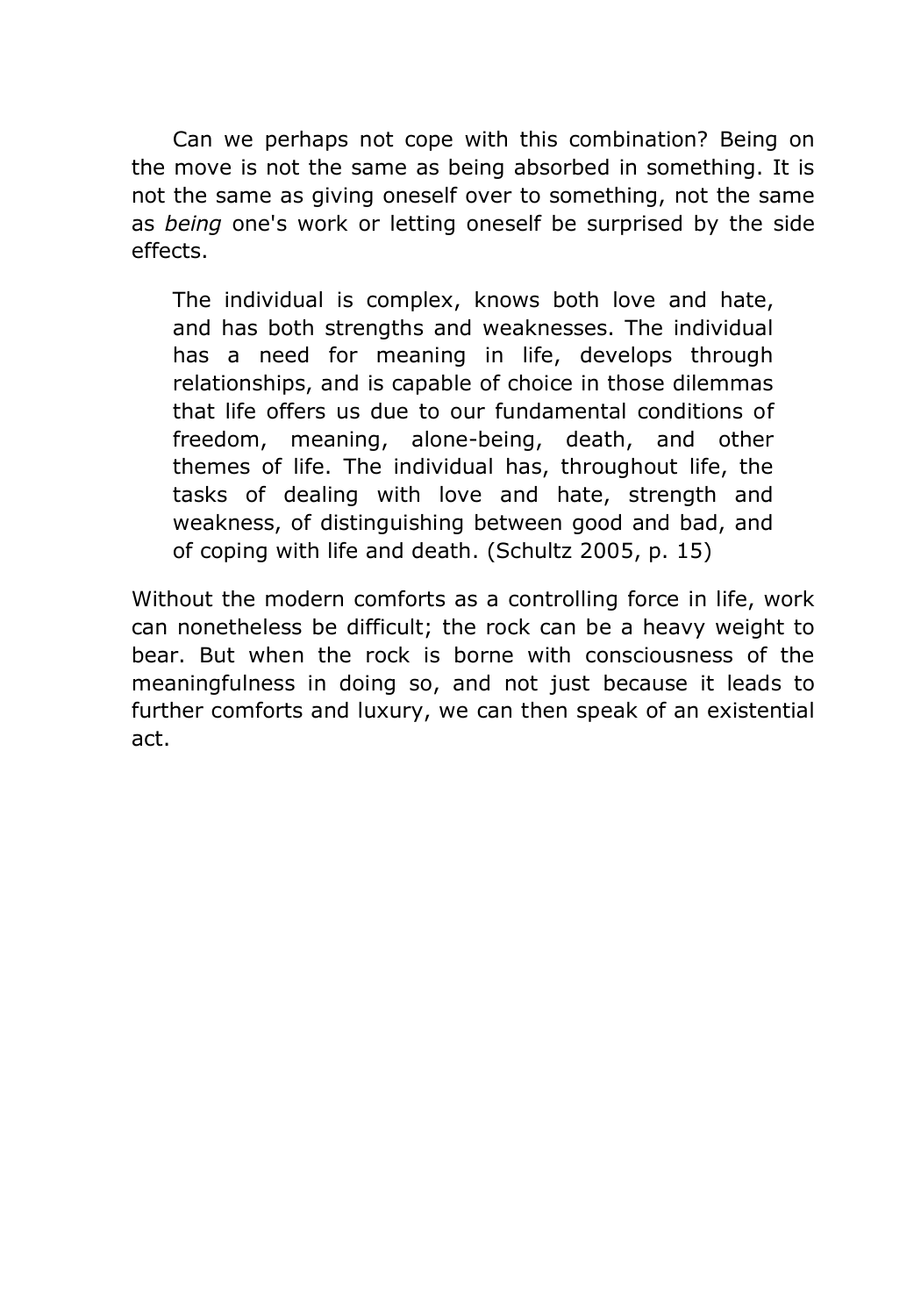Can we perhaps not cope with this combination? Being on the move is not the same as being absorbed in something. It is not the same as giving oneself over to something, not the same as *being* one's work or letting oneself be surprised by the side effects.

> The individual is complex, knows both love and hate, and has both strengths and weaknesses. The individual has a need for meaning in life, develops through relationships, and is capable of choice in those dilemmas that life offers us due to our fundamental conditions of freedom, meaning, alone-being, death, and other themes of life. The individual has, throughout life, the tasks of dealing with love and hate, strength and weakness, of distinguishing between good and bad, and of coping with life and death. (Schultz 2005, p. 15)

Without the modern comforts as a controlling force in life, work can nonetheless be difficult; the rock can be a heavy weight to bear. But when the rock is borne with consciousness of the meaningfulness in doing so, and not just because it leads to further comforts and luxury, we can then speak of an existential act.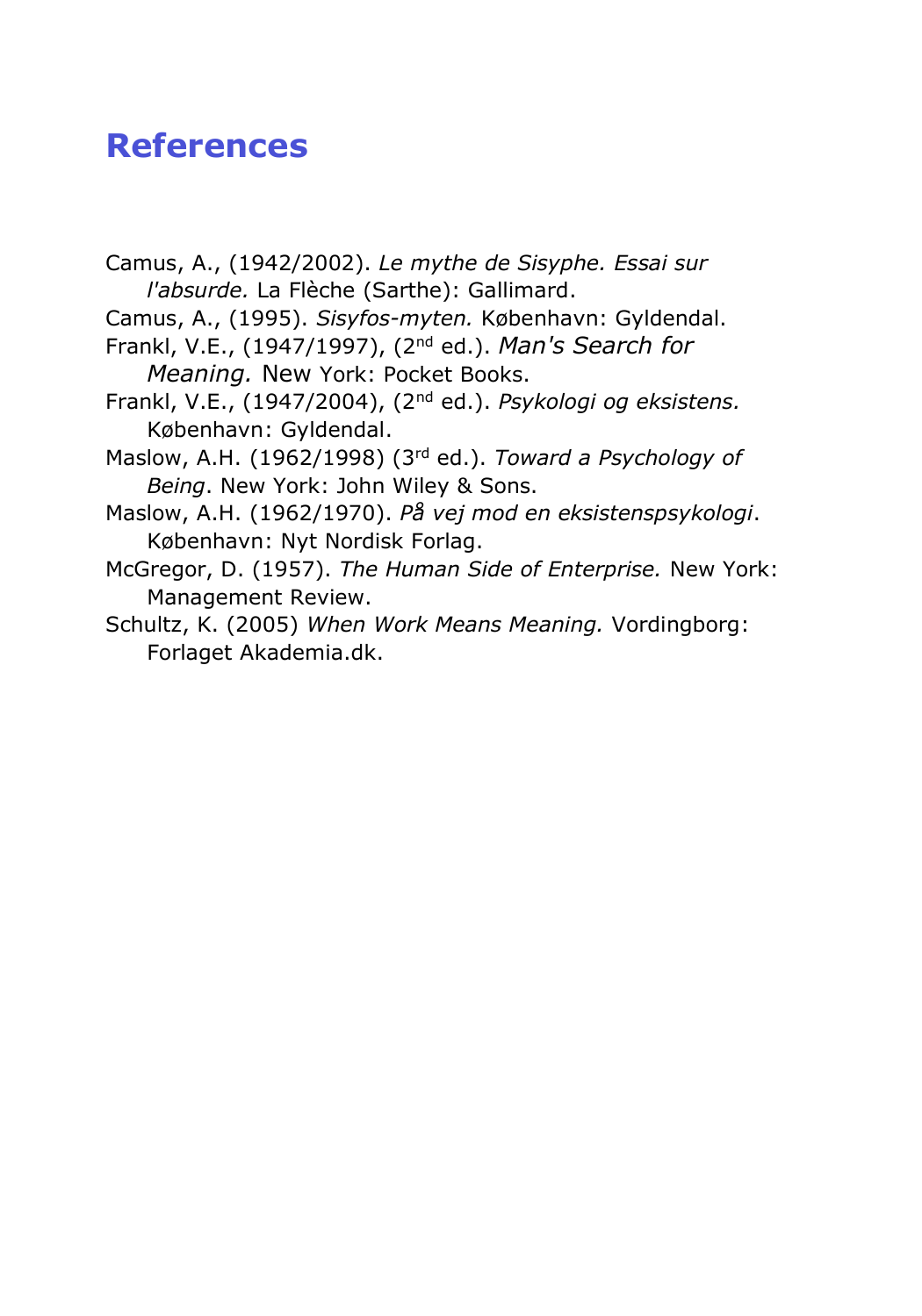# References

Camus, A., (1942/2002). *Le mythe de Sisyphe. Essai sur l'absurde.* La Flèche (Sarthe): Gallimard.

Camus, A., (1995). *Sisyfos-myten.* København: Gyldendal.

Frankl, V.E., (1947/1997), (2nd ed.). *Man's Search for Meaning.* New York: Pocket Books.

Frankl, V.E., (1947/2004), (2nd ed.). *Psykologi og eksistens.* København: Gyldendal.

Maslow, A.H. (1962/1998) (3rd ed.). *Toward a Psychology of Being*. New York: John Wiley & Sons.

Maslow, A.H. (1962/1970). *På vej mod en eksistenspsykologi*. København: Nyt Nordisk Forlag.

McGregor, D. (1957). *The Human Side of Enterprise.* New York: Management Review.

Schultz, K. (2005) *When Work Means Meaning.* Vordingborg: Forlaget Akademia.dk.